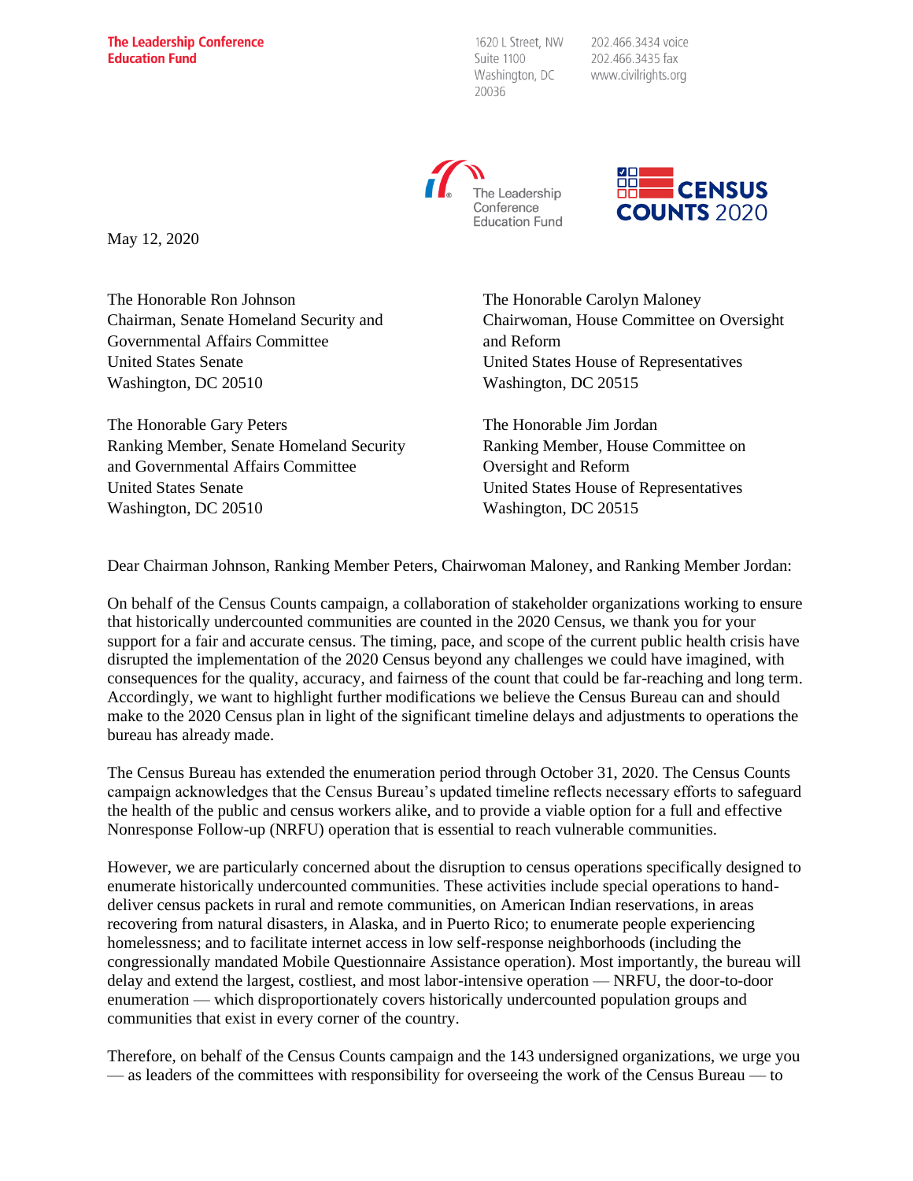**The Leadership Conference Education Fund**

1620 L Street, NW
Suite 1100
Washington, DC
20036

202.466.3434 voice
202.466.3435 fax
www.civilrights.org

The Leadership Conference Education Fund

CENSUS COUNTS 2020

May 12, 2020

The Honorable Ron Johnson
Chairman, Senate Homeland Security and Governmental Affairs Committee
United States Senate
Washington, DC 20510

The Honorable Gary Peters
Ranking Member, Senate Homeland Security and Governmental Affairs Committee
United States Senate
Washington, DC 20510

The Honorable Carolyn Maloney
Chairwoman, House Committee on Oversight and Reform
United States House of Representatives
Washington, DC 20515

The Honorable Jim Jordan
Ranking Member, House Committee on Oversight and Reform
United States House of Representatives
Washington, DC 20515

Dear Chairman Johnson, Ranking Member Peters, Chairwoman Maloney, and Ranking Member Jordan:

On behalf of the Census Counts campaign, a collaboration of stakeholder organizations working to ensure that historically undercounted communities are counted in the 2020 Census, we thank you for your support for a fair and accurate census. The timing, pace, and scope of the current public health crisis have disrupted the implementation of the 2020 Census beyond any challenges we could have imagined, with consequences for the quality, accuracy, and fairness of the count that could be far-reaching and long term. Accordingly, we want to highlight further modifications we believe the Census Bureau can and should make to the 2020 Census plan in light of the significant timeline delays and adjustments to operations the bureau has already made.

The Census Bureau has extended the enumeration period through October 31, 2020. The Census Counts campaign acknowledges that the Census Bureau's updated timeline reflects necessary efforts to safeguard the health of the public and census workers alike, and to provide a viable option for a full and effective Nonresponse Follow-up (NRFU) operation that is essential to reach vulnerable communities.

However, we are particularly concerned about the disruption to census operations specifically designed to enumerate historically undercounted communities. These activities include special operations to hand-deliver census packets in rural and remote communities, on American Indian reservations, in areas recovering from natural disasters, in Alaska, and in Puerto Rico; to enumerate people experiencing homelessness; and to facilitate internet access in low self-response neighborhoods (including the congressionally mandated Mobile Questionnaire Assistance operation). Most importantly, the bureau will delay and extend the largest, costliest, and most labor-intensive operation — NRFU, the door-to-door enumeration — which disproportionately covers historically undercounted population groups and communities that exist in every corner of the country.

Therefore, on behalf of the Census Counts campaign and the 143 undersigned organizations, we urge you — as leaders of the committees with responsibility for overseeing the work of the Census Bureau — to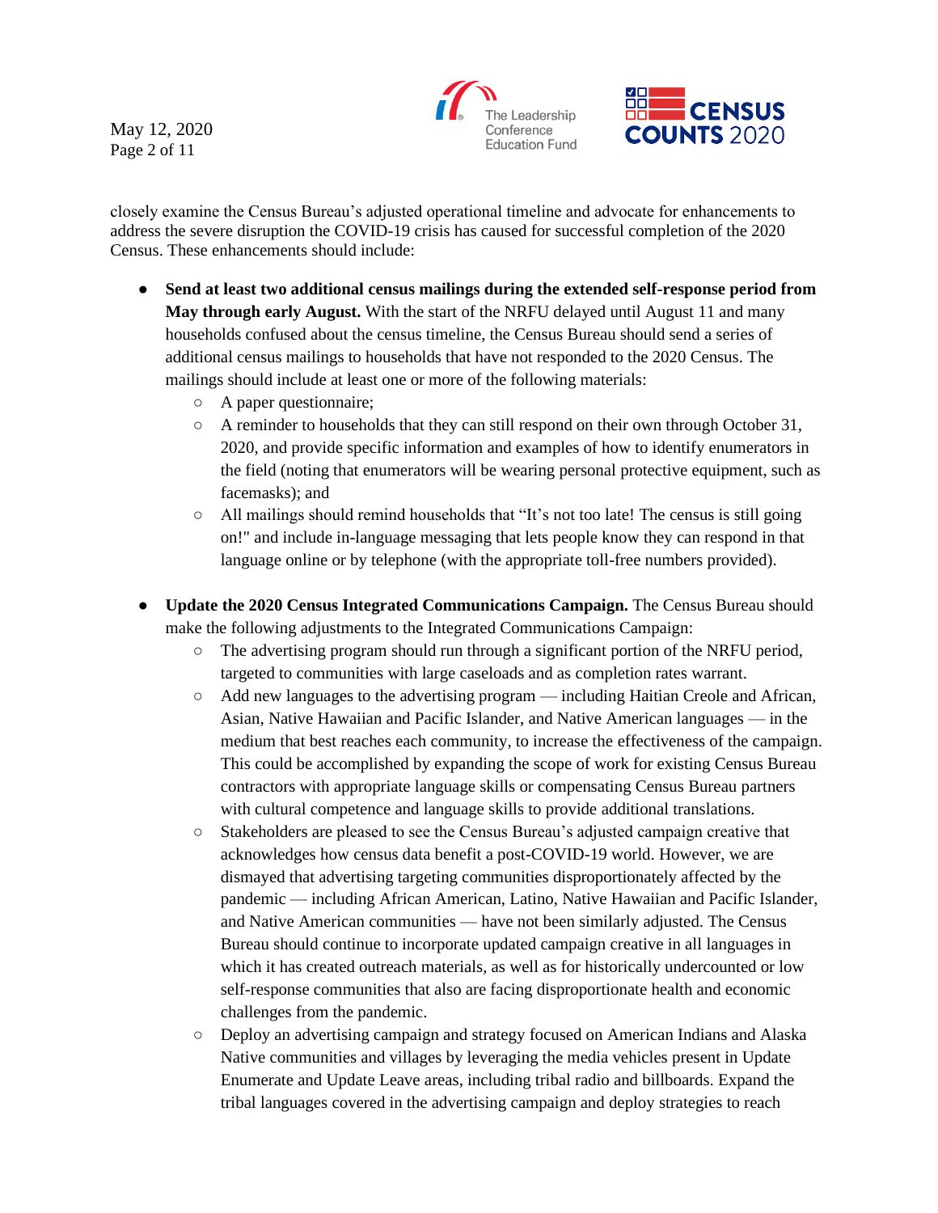closely examine the Census Bureau's adjusted operational timeline and advocate for enhancements to address the severe disruption the COVID-19 crisis has caused for successful completion of the 2020 Census. These enhancements should include:

- **Send at least two additional census mailings during the extended self-response period from May through early August.** With the start of the NRFU delayed until August 11 and many households confused about the census timeline, the Census Bureau should send a series of additional census mailings to households that have not responded to the 2020 Census. The mailings should include at least one or more of the following materials:
  - A paper questionnaire;
  - A reminder to households that they can still respond on their own through October 31, 2020, and provide specific information and examples of how to identify enumerators in the field (noting that enumerators will be wearing personal protective equipment, such as facemasks); and
  - All mailings should remind households that "It's not too late! The census is still going on!" and include in-language messaging that lets people know they can respond in that language online or by telephone (with the appropriate toll-free numbers provided).

- **Update the 2020 Census Integrated Communications Campaign.** The Census Bureau should make the following adjustments to the Integrated Communications Campaign:
  - The advertising program should run through a significant portion of the NRFU period, targeted to communities with large caseloads and as completion rates warrant.
  - Add new languages to the advertising program — including Haitian Creole and African, Asian, Native Hawaiian and Pacific Islander, and Native American languages — in the medium that best reaches each community, to increase the effectiveness of the campaign. This could be accomplished by expanding the scope of work for existing Census Bureau contractors with appropriate language skills or compensating Census Bureau partners with cultural competence and language skills to provide additional translations.
  - Stakeholders are pleased to see the Census Bureau's adjusted campaign creative that acknowledges how census data benefit a post-COVID-19 world. However, we are dismayed that advertising targeting communities disproportionately affected by the pandemic — including African American, Latino, Native Hawaiian and Pacific Islander, and Native American communities — have not been similarly adjusted. The Census Bureau should continue to incorporate updated campaign creative in all languages in which it has created outreach materials, as well as for historically undercounted or low self-response communities that also are facing disproportionate health and economic challenges from the pandemic.
  - Deploy an advertising campaign and strategy focused on American Indians and Alaska Native communities and villages by leveraging the media vehicles present in Update Enumerate and Update Leave areas, including tribal radio and billboards. Expand the tribal languages covered in the advertising campaign and deploy strategies to reach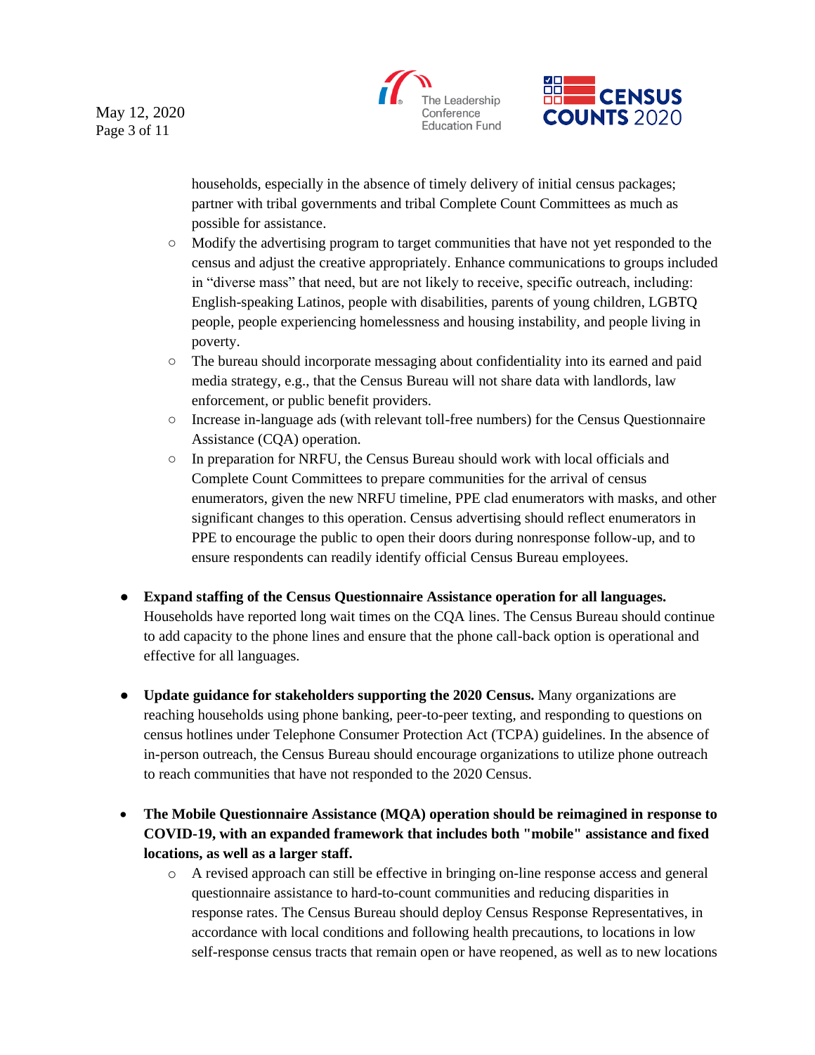households, especially in the absence of timely delivery of initial census packages; partner with tribal governments and tribal Complete Count Committees as much as possible for assistance.

  - Modify the advertising program to target communities that have not yet responded to the census and adjust the creative appropriately. Enhance communications to groups included in "diverse mass" that need, but are not likely to receive, specific outreach, including: English-speaking Latinos, people with disabilities, parents of young children, LGBTQ people, people experiencing homelessness and housing instability, and people living in poverty.
  - The bureau should incorporate messaging about confidentiality into its earned and paid media strategy, e.g., that the Census Bureau will not share data with landlords, law enforcement, or public benefit providers.
  - Increase in-language ads (with relevant toll-free numbers) for the Census Questionnaire Assistance (CQA) operation.
  - In preparation for NRFU, the Census Bureau should work with local officials and Complete Count Committees to prepare communities for the arrival of census enumerators, given the new NRFU timeline, PPE clad enumerators with masks, and other significant changes to this operation. Census advertising should reflect enumerators in PPE to encourage the public to open their doors during nonresponse follow-up, and to ensure respondents can readily identify official Census Bureau employees.

- **Expand staffing of the Census Questionnaire Assistance operation for all languages.** Households have reported long wait times on the CQA lines. The Census Bureau should continue to add capacity to the phone lines and ensure that the phone call-back option is operational and effective for all languages.

- **Update guidance for stakeholders supporting the 2020 Census.** Many organizations are reaching households using phone banking, peer-to-peer texting, and responding to questions on census hotlines under Telephone Consumer Protection Act (TCPA) guidelines. In the absence of in-person outreach, the Census Bureau should encourage organizations to utilize phone outreach to reach communities that have not responded to the 2020 Census.

- **The Mobile Questionnaire Assistance (MQA) operation should be reimagined in response to COVID-19, with an expanded framework that includes both "mobile" assistance and fixed locations, as well as a larger staff.**
  - A revised approach can still be effective in bringing on-line response access and general questionnaire assistance to hard-to-count communities and reducing disparities in response rates. The Census Bureau should deploy Census Response Representatives, in accordance with local conditions and following health precautions, to locations in low self-response census tracts that remain open or have reopened, as well as to new locations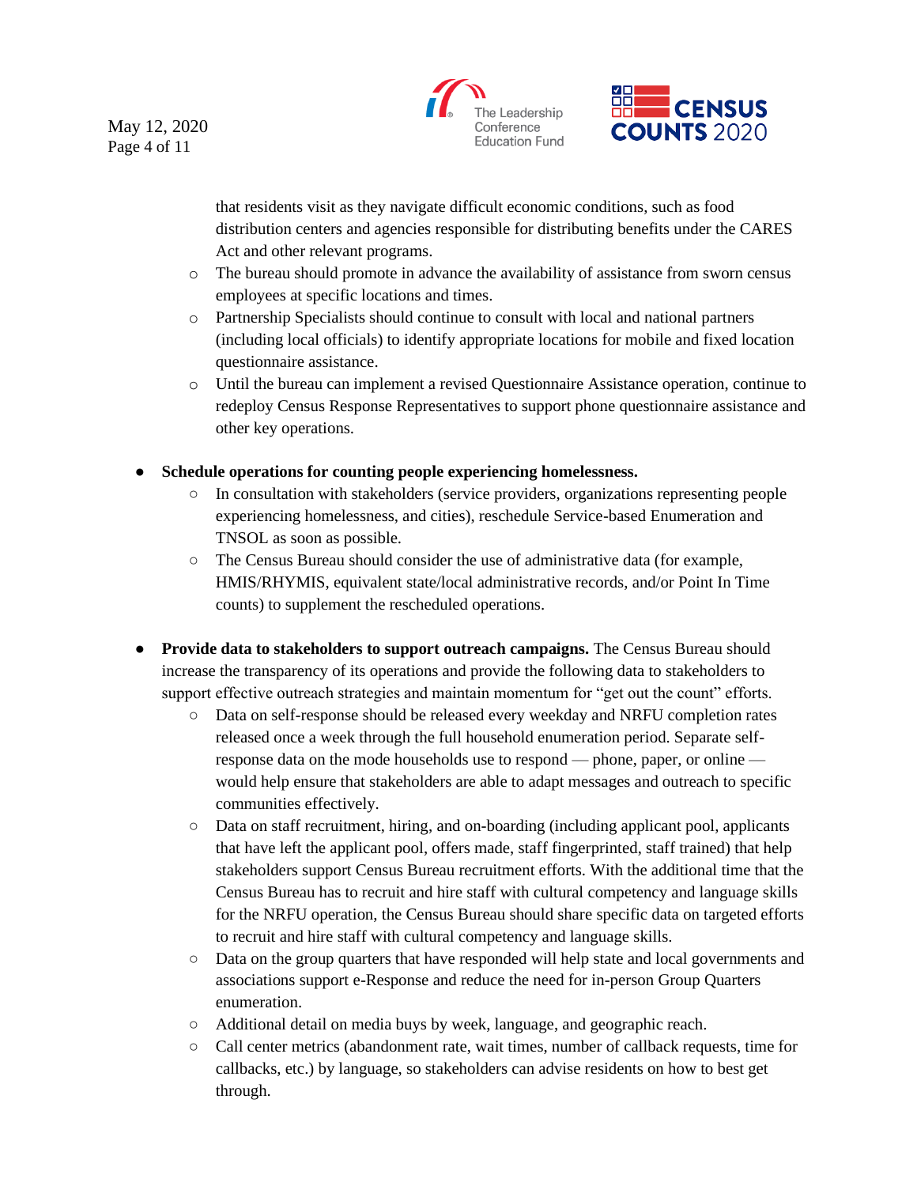that residents visit as they navigate difficult economic conditions, such as food distribution centers and agencies responsible for distributing benefits under the CARES Act and other relevant programs.
  - The bureau should promote in advance the availability of assistance from sworn census employees at specific locations and times.
  - Partnership Specialists should continue to consult with local and national partners (including local officials) to identify appropriate locations for mobile and fixed location questionnaire assistance.
  - Until the bureau can implement a revised Questionnaire Assistance operation, continue to redeploy Census Response Representatives to support phone questionnaire assistance and other key operations.

- **Schedule operations for counting people experiencing homelessness.**
  - In consultation with stakeholders (service providers, organizations representing people experiencing homelessness, and cities), reschedule Service-based Enumeration and TNSOL as soon as possible.
  - The Census Bureau should consider the use of administrative data (for example, HMIS/RHYMIS, equivalent state/local administrative records, and/or Point In Time counts) to supplement the rescheduled operations.

- **Provide data to stakeholders to support outreach campaigns.** The Census Bureau should increase the transparency of its operations and provide the following data to stakeholders to support effective outreach strategies and maintain momentum for "get out the count" efforts.
  - Data on self-response should be released every weekday and NRFU completion rates released once a week through the full household enumeration period. Separate self-response data on the mode households use to respond — phone, paper, or online — would help ensure that stakeholders are able to adapt messages and outreach to specific communities effectively.
  - Data on staff recruitment, hiring, and on-boarding (including applicant pool, applicants that have left the applicant pool, offers made, staff fingerprinted, staff trained) that help stakeholders support Census Bureau recruitment efforts. With the additional time that the Census Bureau has to recruit and hire staff with cultural competency and language skills for the NRFU operation, the Census Bureau should share specific data on targeted efforts to recruit and hire staff with cultural competency and language skills.
  - Data on the group quarters that have responded will help state and local governments and associations support e-Response and reduce the need for in-person Group Quarters enumeration.
  - Additional detail on media buys by week, language, and geographic reach.
  - Call center metrics (abandonment rate, wait times, number of callback requests, time for callbacks, etc.) by language, so stakeholders can advise residents on how to best get through.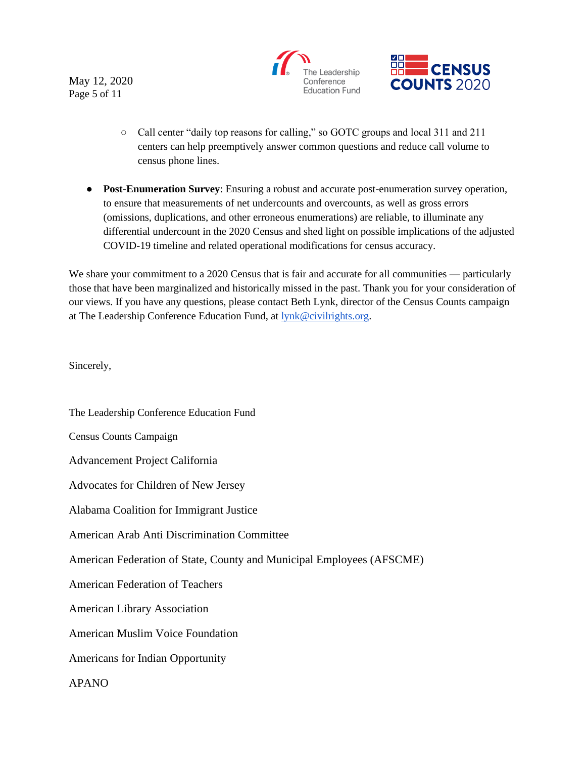- Call center "daily top reasons for calling," so GOTC groups and local 311 and 211 centers can help preemptively answer common questions and reduce call volume to census phone lines.

- **Post-Enumeration Survey**: Ensuring a robust and accurate post-enumeration survey operation, to ensure that measurements of net undercounts and overcounts, as well as gross errors (omissions, duplications, and other erroneous enumerations) are reliable, to illuminate any differential undercount in the 2020 Census and shed light on possible implications of the adjusted COVID-19 timeline and related operational modifications for census accuracy.

We share your commitment to a 2020 Census that is fair and accurate for all communities — particularly those that have been marginalized and historically missed in the past. Thank you for your consideration of our views. If you have any questions, please contact Beth Lynk, director of the Census Counts campaign at The Leadership Conference Education Fund, at lynk@civilrights.org.

Sincerely,

The Leadership Conference Education Fund

Census Counts Campaign

Advancement Project California

Advocates for Children of New Jersey

Alabama Coalition for Immigrant Justice

American Arab Anti Discrimination Committee

American Federation of State, County and Municipal Employees (AFSCME)

American Federation of Teachers

American Library Association

American Muslim Voice Foundation

Americans for Indian Opportunity

APANO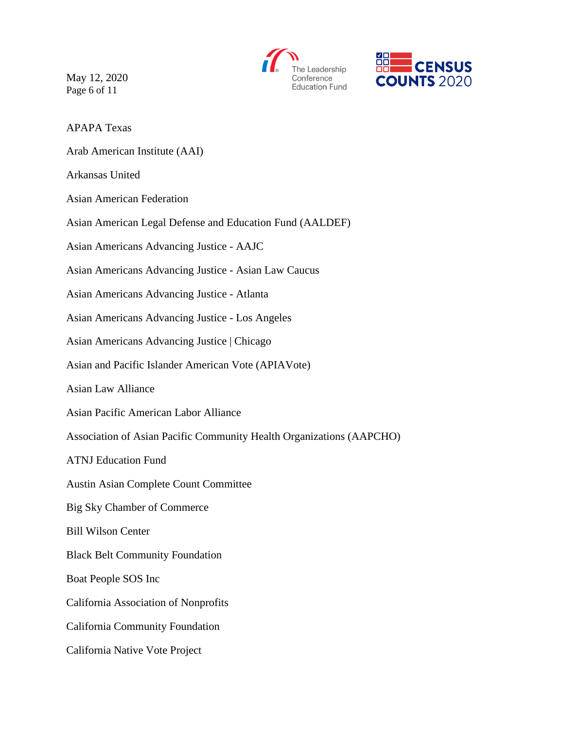APAPA Texas

Arab American Institute (AAI)

Arkansas United

Asian American Federation

Asian American Legal Defense and Education Fund (AALDEF)

Asian Americans Advancing Justice - AAJC

Asian Americans Advancing Justice - Asian Law Caucus

Asian Americans Advancing Justice - Atlanta

Asian Americans Advancing Justice - Los Angeles

Asian Americans Advancing Justice | Chicago

Asian and Pacific Islander American Vote (APIAVote)

Asian Law Alliance

Asian Pacific American Labor Alliance

Association of Asian Pacific Community Health Organizations (AAPCHO)

ATNJ Education Fund

Austin Asian Complete Count Committee

Big Sky Chamber of Commerce

Bill Wilson Center

Black Belt Community Foundation

Boat People SOS Inc

California Association of Nonprofits

California Community Foundation

California Native Vote Project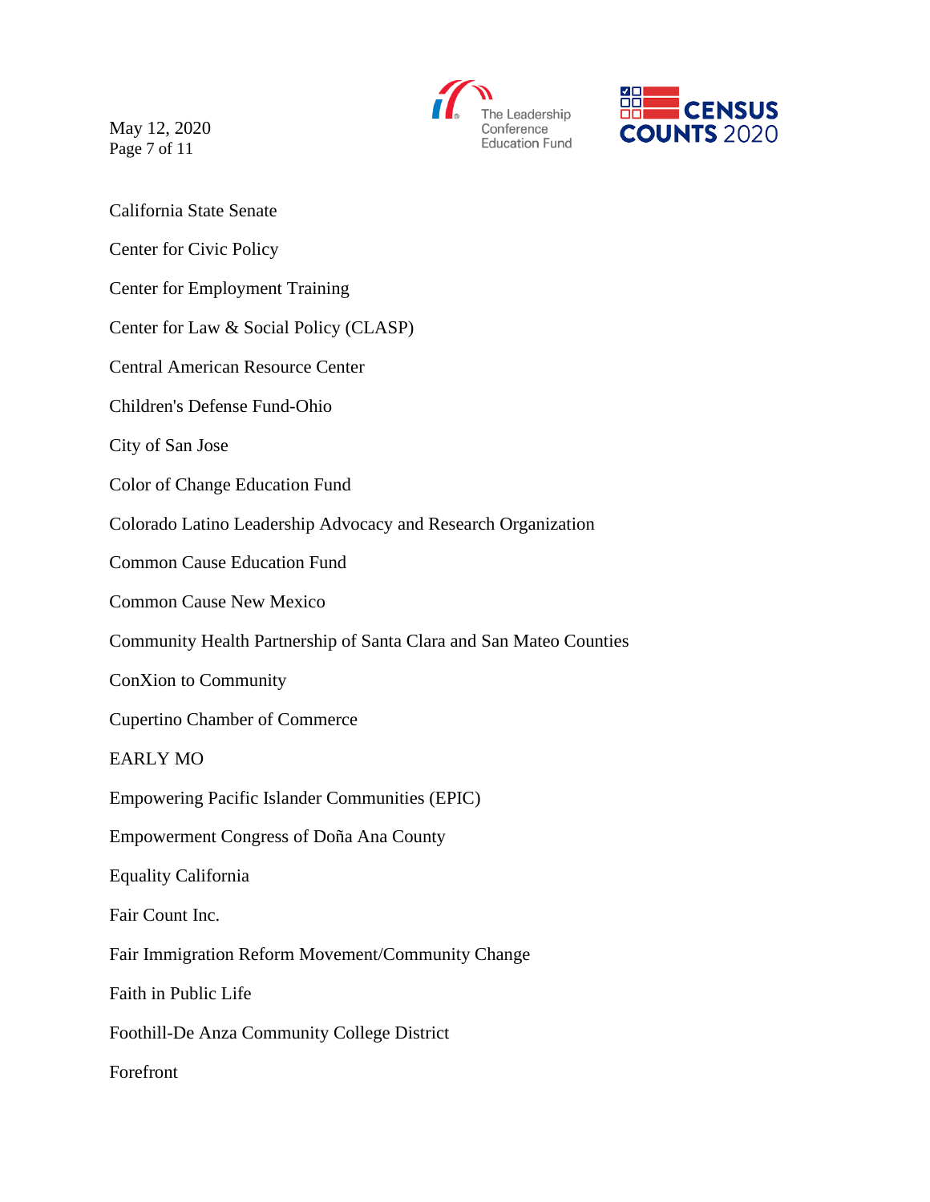California State Senate

Center for Civic Policy

Center for Employment Training

Center for Law & Social Policy (CLASP)

Central American Resource Center

Children's Defense Fund-Ohio

City of San Jose

Color of Change Education Fund

Colorado Latino Leadership Advocacy and Research Organization

Common Cause Education Fund

Common Cause New Mexico

Community Health Partnership of Santa Clara and San Mateo Counties

ConXion to Community

Cupertino Chamber of Commerce

EARLY MO

Empowering Pacific Islander Communities (EPIC)

Empowerment Congress of Doña Ana County

Equality California

Fair Count Inc.

Fair Immigration Reform Movement/Community Change

Faith in Public Life

Foothill-De Anza Community College District

Forefront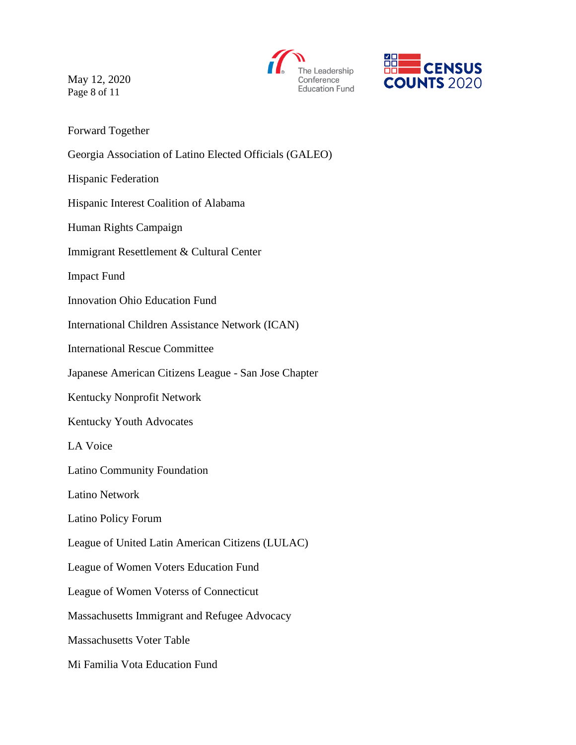Forward Together

Georgia Association of Latino Elected Officials (GALEO)

Hispanic Federation

Hispanic Interest Coalition of Alabama

Human Rights Campaign

Immigrant Resettlement & Cultural Center

Impact Fund

Innovation Ohio Education Fund

International Children Assistance Network (ICAN)

International Rescue Committee

Japanese American Citizens League - San Jose Chapter

Kentucky Nonprofit Network

Kentucky Youth Advocates

LA Voice

Latino Community Foundation

Latino Network

Latino Policy Forum

League of United Latin American Citizens (LULAC)

League of Women Voters Education Fund

League of Women Voterss of Connecticut

Massachusetts Immigrant and Refugee Advocacy

Massachusetts Voter Table

Mi Familia Vota Education Fund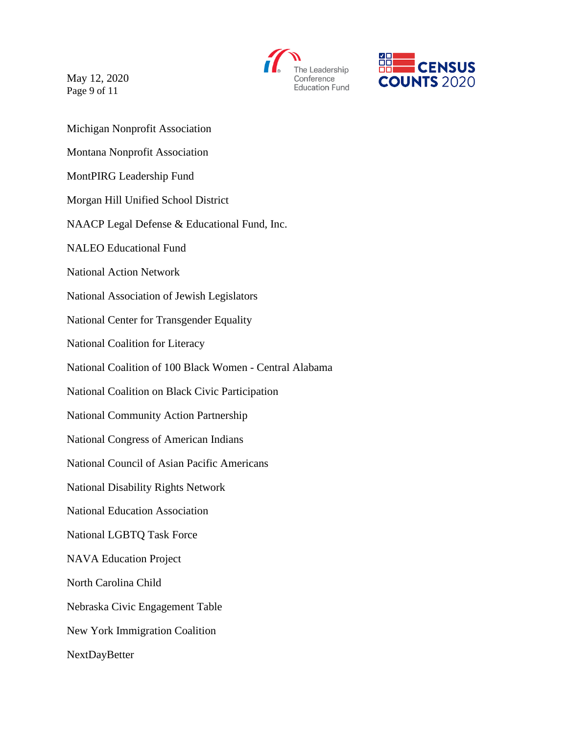Michigan Nonprofit Association

Montana Nonprofit Association

MontPIRG Leadership Fund

Morgan Hill Unified School District

NAACP Legal Defense & Educational Fund, Inc.

NALEO Educational Fund

National Action Network

National Association of Jewish Legislators

National Center for Transgender Equality

National Coalition for Literacy

National Coalition of 100 Black Women - Central Alabama

National Coalition on Black Civic Participation

National Community Action Partnership

National Congress of American Indians

National Council of Asian Pacific Americans

National Disability Rights Network

National Education Association

National LGBTQ Task Force

NAVA Education Project

North Carolina Child

Nebraska Civic Engagement Table

New York Immigration Coalition

NextDayBetter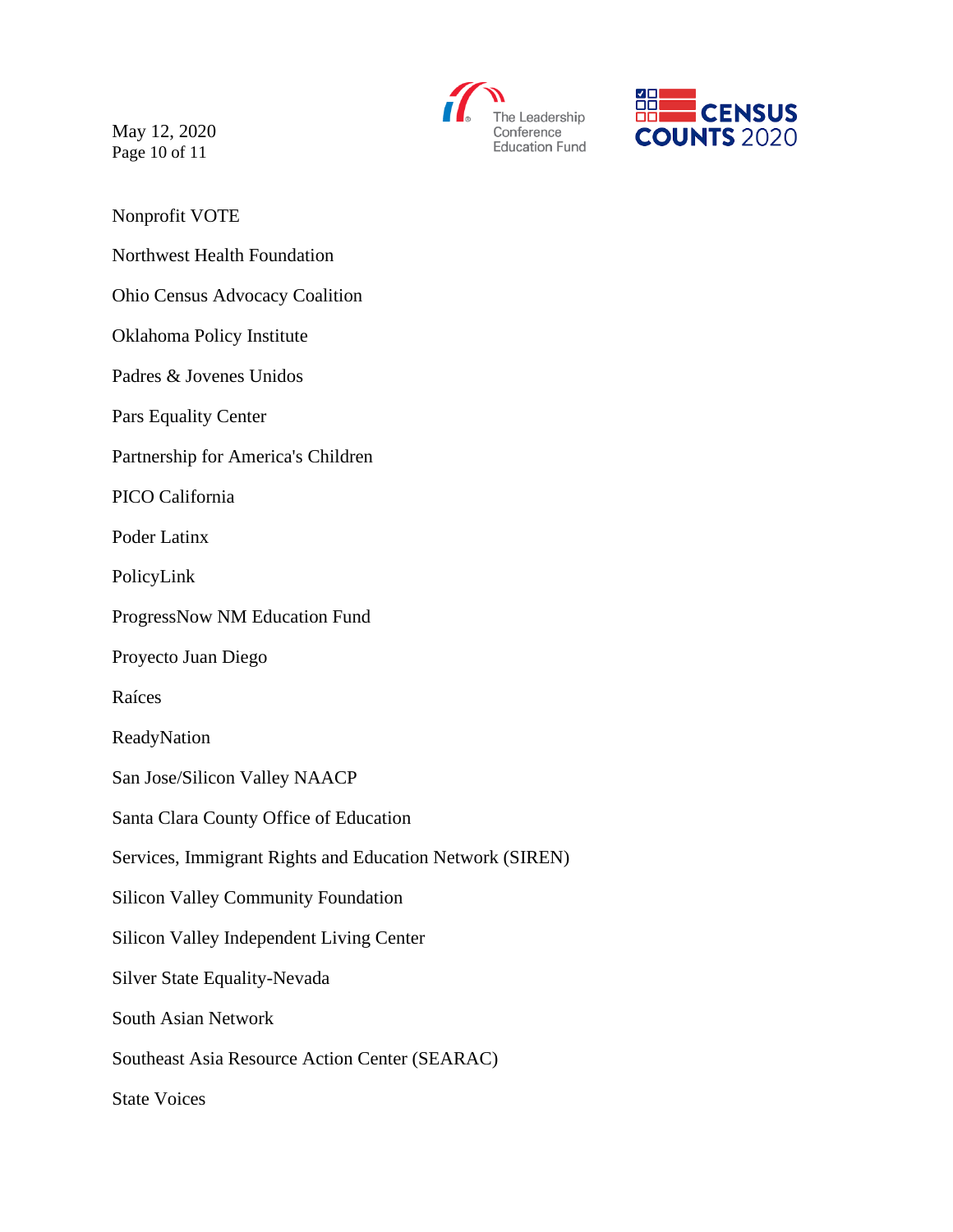Nonprofit VOTE

Northwest Health Foundation

Ohio Census Advocacy Coalition

Oklahoma Policy Institute

Padres & Jovenes Unidos

Pars Equality Center

Partnership for America's Children

PICO California

Poder Latinx

PolicyLink

ProgressNow NM Education Fund

Proyecto Juan Diego

Raíces

ReadyNation

San Jose/Silicon Valley NAACP

Santa Clara County Office of Education

Services, Immigrant Rights and Education Network (SIREN)

Silicon Valley Community Foundation

Silicon Valley Independent Living Center

Silver State Equality-Nevada

South Asian Network

Southeast Asia Resource Action Center (SEARAC)

State Voices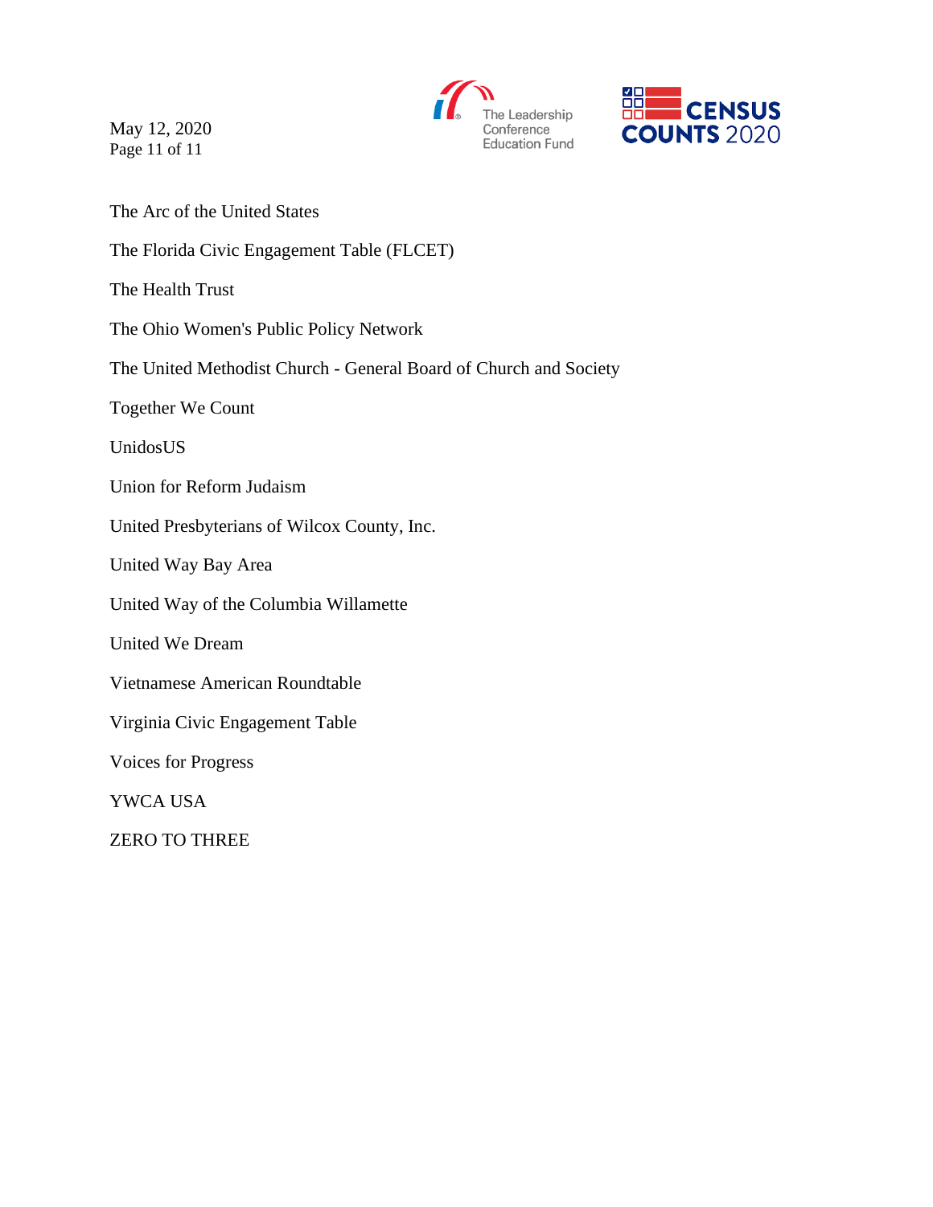The Arc of the United States

The Florida Civic Engagement Table (FLCET)

The Health Trust

The Ohio Women's Public Policy Network

The United Methodist Church - General Board of Church and Society

Together We Count

UnidosUS

Union for Reform Judaism

United Presbyterians of Wilcox County, Inc.

United Way Bay Area

United Way of the Columbia Willamette

United We Dream

Vietnamese American Roundtable

Virginia Civic Engagement Table

Voices for Progress

YWCA USA

ZERO TO THREE